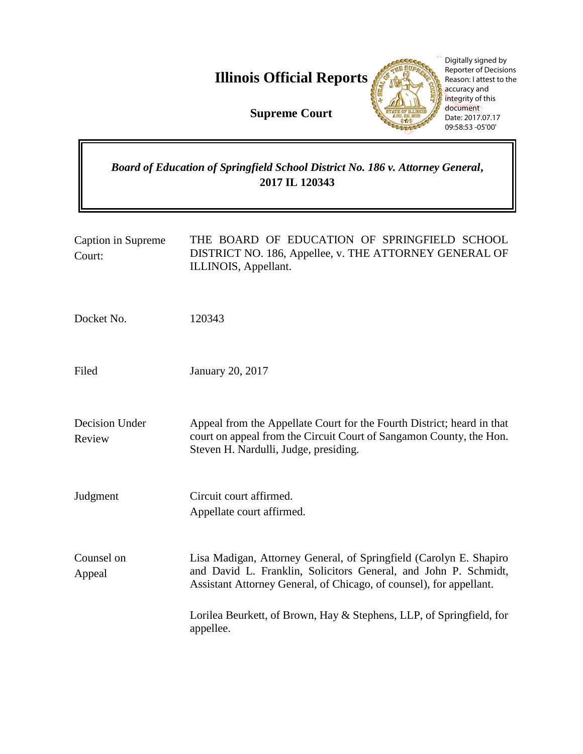# Illinois Official Reports

**Supreme Court**

Digitally signed by Reporter of Decisions
Reason: I attest to the accuracy and integrity of this document
Date: 2017.07.17 09:58:53 -05'00'

***Board of Education of Springfield School District No. 186 v. Attorney General*, 2017 IL 120343**

| | |
|---|---|
| Caption in Supreme Court: | THE BOARD OF EDUCATION OF SPRINGFIELD SCHOOL DISTRICT NO. 186, Appellee, v. THE ATTORNEY GENERAL OF ILLINOIS, Appellant. |
| Docket No. | 120343 |
| Filed | January 20, 2017 |
| Decision Under Review | Appeal from the Appellate Court for the Fourth District; heard in that court on appeal from the Circuit Court of Sangamon County, the Hon. Steven H. Nardulli, Judge, presiding. |
| Judgment | Circuit court affirmed.<br>Appellate court affirmed. |
| Counsel on Appeal | Lisa Madigan, Attorney General, of Springfield (Carolyn E. Shapiro and David L. Franklin, Solicitors General, and John P. Schmidt, Assistant Attorney General, of Chicago, of counsel), for appellant.<br><br>Lorilea Beurkett, of Brown, Hay & Stephens, LLP, of Springfield, for appellee. |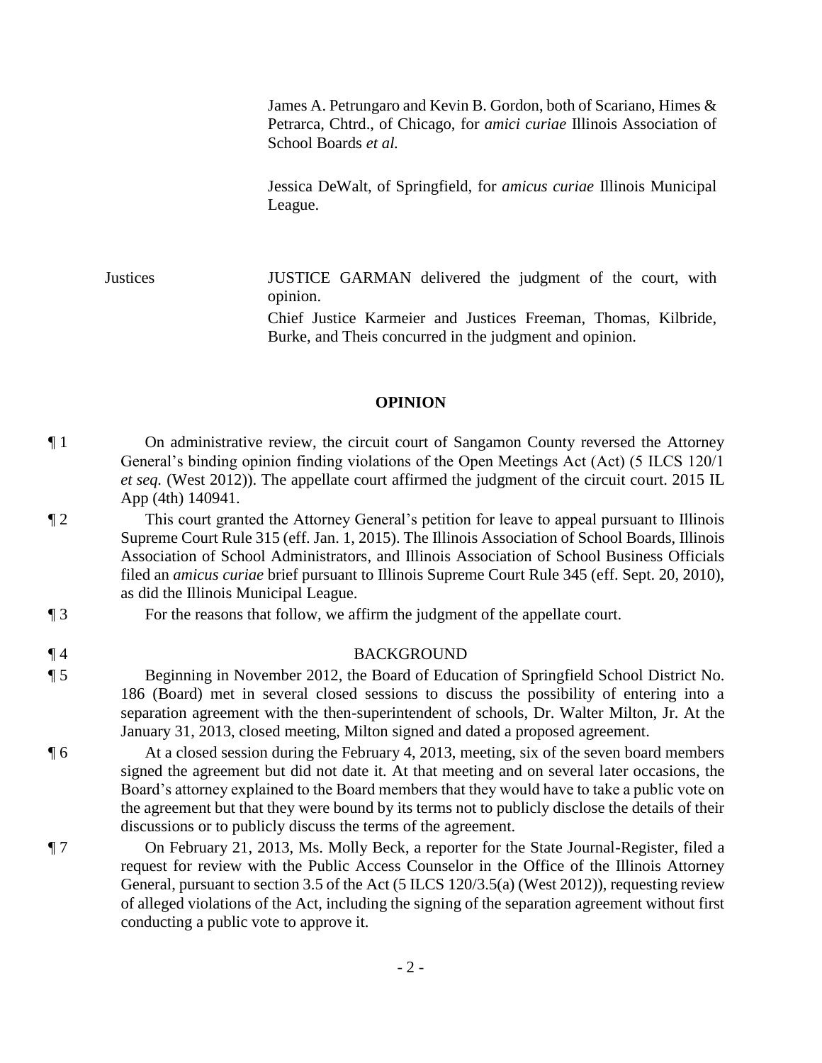James A. Petrungaro and Kevin B. Gordon, both of Scariano, Himes & Petrarca, Chtrd., of Chicago, for *amici curiae* Illinois Association of School Boards *et al.*

Jessica DeWalt, of Springfield, for *amicus curiae* Illinois Municipal League.

Justices — JUSTICE GARMAN delivered the judgment of the court, with opinion.
Chief Justice Karmeier and Justices Freeman, Thomas, Kilbride, Burke, and Theis concurred in the judgment and opinion.

## OPINION

¶ 1 On administrative review, the circuit court of Sangamon County reversed the Attorney General's binding opinion finding violations of the Open Meetings Act (Act) (5 ILCS 120/1 *et seq.* (West 2012)). The appellate court affirmed the judgment of the circuit court. 2015 IL App (4th) 140941.

¶ 2 This court granted the Attorney General's petition for leave to appeal pursuant to Illinois Supreme Court Rule 315 (eff. Jan. 1, 2015). The Illinois Association of School Boards, Illinois Association of School Administrators, and Illinois Association of School Business Officials filed an *amicus curiae* brief pursuant to Illinois Supreme Court Rule 345 (eff. Sept. 20, 2010), as did the Illinois Municipal League.

¶ 3 For the reasons that follow, we affirm the judgment of the appellate court.

### ¶ 4 BACKGROUND

¶ 5 Beginning in November 2012, the Board of Education of Springfield School District No. 186 (Board) met in several closed sessions to discuss the possibility of entering into a separation agreement with the then-superintendent of schools, Dr. Walter Milton, Jr. At the January 31, 2013, closed meeting, Milton signed and dated a proposed agreement.

¶ 6 At a closed session during the February 4, 2013, meeting, six of the seven board members signed the agreement but did not date it. At that meeting and on several later occasions, the Board's attorney explained to the Board members that they would have to take a public vote on the agreement but that they were bound by its terms not to publicly disclose the details of their discussions or to publicly discuss the terms of the agreement.

¶ 7 On February 21, 2013, Ms. Molly Beck, a reporter for the State Journal-Register, filed a request for review with the Public Access Counselor in the Office of the Illinois Attorney General, pursuant to section 3.5 of the Act (5 ILCS 120/3.5(a) (West 2012)), requesting review of alleged violations of the Act, including the signing of the separation agreement without first conducting a public vote to approve it.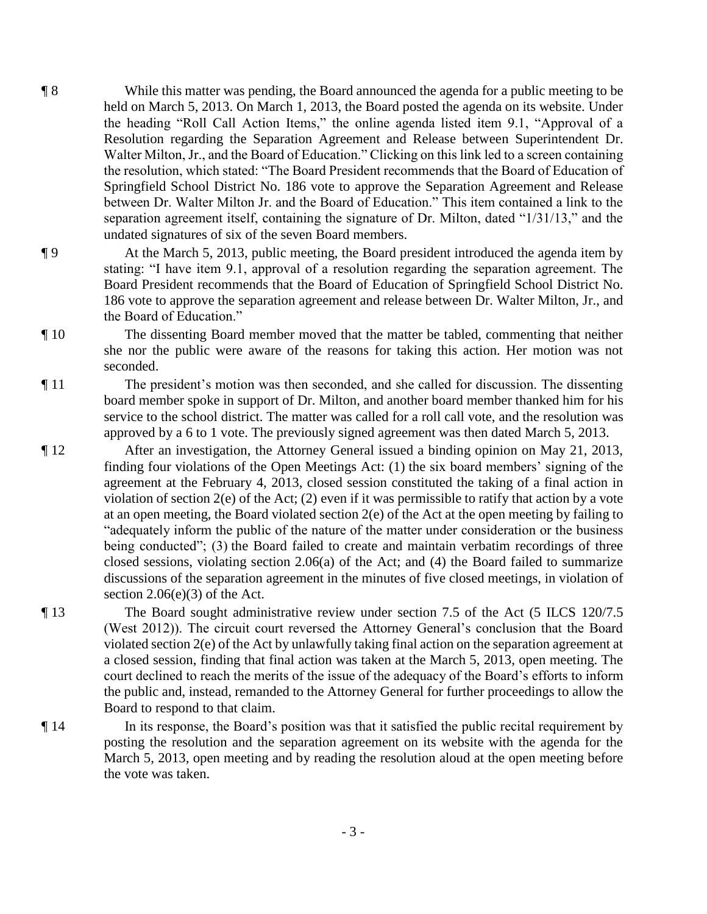¶ 8 While this matter was pending, the Board announced the agenda for a public meeting to be held on March 5, 2013. On March 1, 2013, the Board posted the agenda on its website. Under the heading "Roll Call Action Items," the online agenda listed item 9.1, "Approval of a Resolution regarding the Separation Agreement and Release between Superintendent Dr. Walter Milton, Jr., and the Board of Education." Clicking on this link led to a screen containing the resolution, which stated: "The Board President recommends that the Board of Education of Springfield School District No. 186 vote to approve the Separation Agreement and Release between Dr. Walter Milton Jr. and the Board of Education." This item contained a link to the separation agreement itself, containing the signature of Dr. Milton, dated "1/31/13," and the undated signatures of six of the seven Board members.

¶ 9 At the March 5, 2013, public meeting, the Board president introduced the agenda item by stating: "I have item 9.1, approval of a resolution regarding the separation agreement. The Board President recommends that the Board of Education of Springfield School District No. 186 vote to approve the separation agreement and release between Dr. Walter Milton, Jr., and the Board of Education."

¶ 10 The dissenting Board member moved that the matter be tabled, commenting that neither she nor the public were aware of the reasons for taking this action. Her motion was not seconded.

¶ 11 The president's motion was then seconded, and she called for discussion. The dissenting board member spoke in support of Dr. Milton, and another board member thanked him for his service to the school district. The matter was called for a roll call vote, and the resolution was approved by a 6 to 1 vote. The previously signed agreement was then dated March 5, 2013.

¶ 12 After an investigation, the Attorney General issued a binding opinion on May 21, 2013, finding four violations of the Open Meetings Act: (1) the six board members' signing of the agreement at the February 4, 2013, closed session constituted the taking of a final action in violation of section 2(e) of the Act; (2) even if it was permissible to ratify that action by a vote at an open meeting, the Board violated section 2(e) of the Act at the open meeting by failing to "adequately inform the public of the nature of the matter under consideration or the business being conducted"; (3) the Board failed to create and maintain verbatim recordings of three closed sessions, violating section 2.06(a) of the Act; and (4) the Board failed to summarize discussions of the separation agreement in the minutes of five closed meetings, in violation of section 2.06(e)(3) of the Act.

¶ 13 The Board sought administrative review under section 7.5 of the Act (5 ILCS 120/7.5 (West 2012)). The circuit court reversed the Attorney General's conclusion that the Board violated section 2(e) of the Act by unlawfully taking final action on the separation agreement at a closed session, finding that final action was taken at the March 5, 2013, open meeting. The court declined to reach the merits of the issue of the adequacy of the Board's efforts to inform the public and, instead, remanded to the Attorney General for further proceedings to allow the Board to respond to that claim.

¶ 14 In its response, the Board's position was that it satisfied the public recital requirement by posting the resolution and the separation agreement on its website with the agenda for the March 5, 2013, open meeting and by reading the resolution aloud at the open meeting before the vote was taken.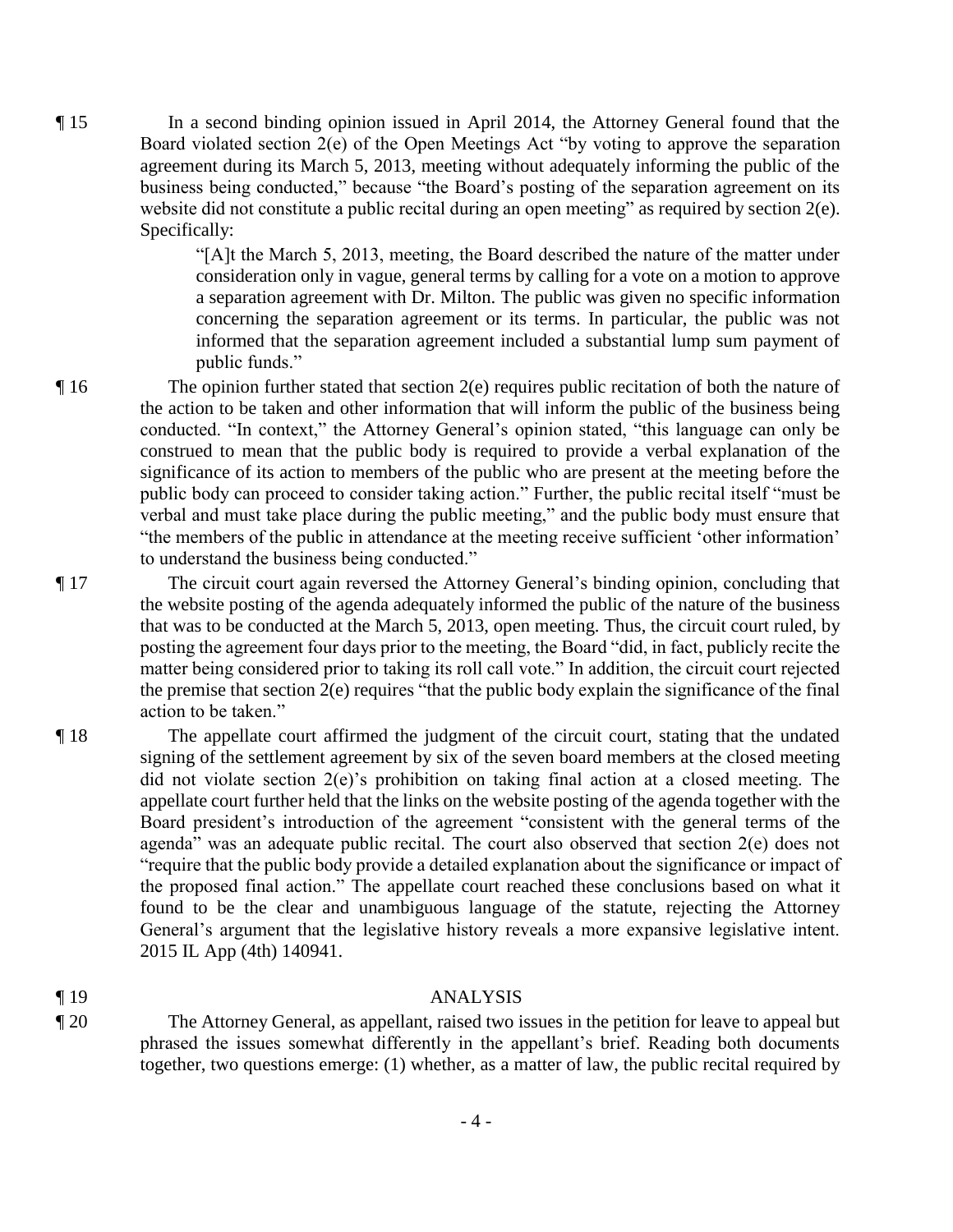¶ 15 In a second binding opinion issued in April 2014, the Attorney General found that the Board violated section 2(e) of the Open Meetings Act "by voting to approve the separation agreement during its March 5, 2013, meeting without adequately informing the public of the business being conducted," because "the Board's posting of the separation agreement on its website did not constitute a public recital during an open meeting" as required by section 2(e). Specifically:

> "[A]t the March 5, 2013, meeting, the Board described the nature of the matter under consideration only in vague, general terms by calling for a vote on a motion to approve a separation agreement with Dr. Milton. The public was given no specific information concerning the separation agreement or its terms. In particular, the public was not informed that the separation agreement included a substantial lump sum payment of public funds."

¶ 16 The opinion further stated that section 2(e) requires public recitation of both the nature of the action to be taken and other information that will inform the public of the business being conducted. "In context," the Attorney General's opinion stated, "this language can only be construed to mean that the public body is required to provide a verbal explanation of the significance of its action to members of the public who are present at the meeting before the public body can proceed to consider taking action." Further, the public recital itself "must be verbal and must take place during the public meeting," and the public body must ensure that "the members of the public in attendance at the meeting receive sufficient 'other information' to understand the business being conducted."

¶ 17 The circuit court again reversed the Attorney General's binding opinion, concluding that the website posting of the agenda adequately informed the public of the nature of the business that was to be conducted at the March 5, 2013, open meeting. Thus, the circuit court ruled, by posting the agreement four days prior to the meeting, the Board "did, in fact, publicly recite the matter being considered prior to taking its roll call vote." In addition, the circuit court rejected the premise that section 2(e) requires "that the public body explain the significance of the final action to be taken."

¶ 18 The appellate court affirmed the judgment of the circuit court, stating that the undated signing of the settlement agreement by six of the seven board members at the closed meeting did not violate section 2(e)'s prohibition on taking final action at a closed meeting. The appellate court further held that the links on the website posting of the agenda together with the Board president's introduction of the agreement "consistent with the general terms of the agenda" was an adequate public recital. The court also observed that section 2(e) does not "require that the public body provide a detailed explanation about the significance or impact of the proposed final action." The appellate court reached these conclusions based on what it found to be the clear and unambiguous language of the statute, rejecting the Attorney General's argument that the legislative history reveals a more expansive legislative intent. 2015 IL App (4th) 140941.

## ¶ 19 ANALYSIS

¶ 20 The Attorney General, as appellant, raised two issues in the petition for leave to appeal but phrased the issues somewhat differently in the appellant's brief. Reading both documents together, two questions emerge: (1) whether, as a matter of law, the public recital required by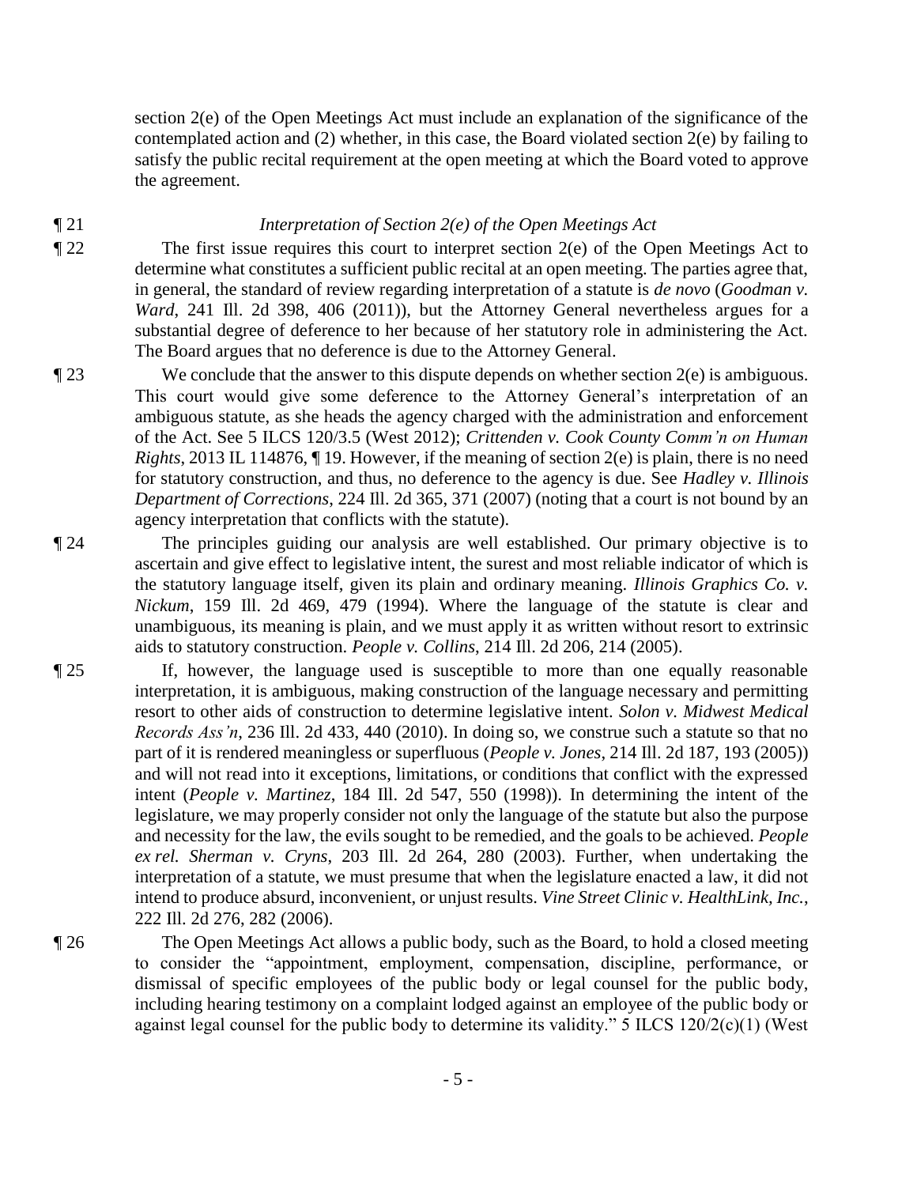section 2(e) of the Open Meetings Act must include an explanation of the significance of the contemplated action and (2) whether, in this case, the Board violated section 2(e) by failing to satisfy the public recital requirement at the open meeting at which the Board voted to approve the agreement.

¶ 21 *Interpretation of Section 2(e) of the Open Meetings Act*

¶ 22 The first issue requires this court to interpret section 2(e) of the Open Meetings Act to determine what constitutes a sufficient public recital at an open meeting. The parties agree that, in general, the standard of review regarding interpretation of a statute is *de novo* (*Goodman v. Ward*, 241 Ill. 2d 398, 406 (2011)), but the Attorney General nevertheless argues for a substantial degree of deference to her because of her statutory role in administering the Act. The Board argues that no deference is due to the Attorney General.

¶ 23 We conclude that the answer to this dispute depends on whether section 2(e) is ambiguous. This court would give some deference to the Attorney General's interpretation of an ambiguous statute, as she heads the agency charged with the administration and enforcement of the Act. See 5 ILCS 120/3.5 (West 2012); *Crittenden v. Cook County Comm'n on Human Rights*, 2013 IL 114876, ¶ 19. However, if the meaning of section 2(e) is plain, there is no need for statutory construction, and thus, no deference to the agency is due. See *Hadley v. Illinois Department of Corrections*, 224 Ill. 2d 365, 371 (2007) (noting that a court is not bound by an agency interpretation that conflicts with the statute).

¶ 24 The principles guiding our analysis are well established. Our primary objective is to ascertain and give effect to legislative intent, the surest and most reliable indicator of which is the statutory language itself, given its plain and ordinary meaning. *Illinois Graphics Co. v. Nickum*, 159 Ill. 2d 469, 479 (1994). Where the language of the statute is clear and unambiguous, its meaning is plain, and we must apply it as written without resort to extrinsic aids to statutory construction. *People v. Collins*, 214 Ill. 2d 206, 214 (2005).

¶ 25 If, however, the language used is susceptible to more than one equally reasonable interpretation, it is ambiguous, making construction of the language necessary and permitting resort to other aids of construction to determine legislative intent. *Solon v. Midwest Medical Records Ass'n*, 236 Ill. 2d 433, 440 (2010). In doing so, we construe such a statute so that no part of it is rendered meaningless or superfluous (*People v. Jones*, 214 Ill. 2d 187, 193 (2005)) and will not read into it exceptions, limitations, or conditions that conflict with the expressed intent (*People v. Martinez*, 184 Ill. 2d 547, 550 (1998)). In determining the intent of the legislature, we may properly consider not only the language of the statute but also the purpose and necessity for the law, the evils sought to be remedied, and the goals to be achieved. *People ex rel. Sherman v. Cryns*, 203 Ill. 2d 264, 280 (2003). Further, when undertaking the interpretation of a statute, we must presume that when the legislature enacted a law, it did not intend to produce absurd, inconvenient, or unjust results. *Vine Street Clinic v. HealthLink, Inc.*, 222 Ill. 2d 276, 282 (2006).

¶ 26 The Open Meetings Act allows a public body, such as the Board, to hold a closed meeting to consider the "appointment, employment, compensation, discipline, performance, or dismissal of specific employees of the public body or legal counsel for the public body, including hearing testimony on a complaint lodged against an employee of the public body or against legal counsel for the public body to determine its validity." 5 ILCS 120/2(c)(1) (West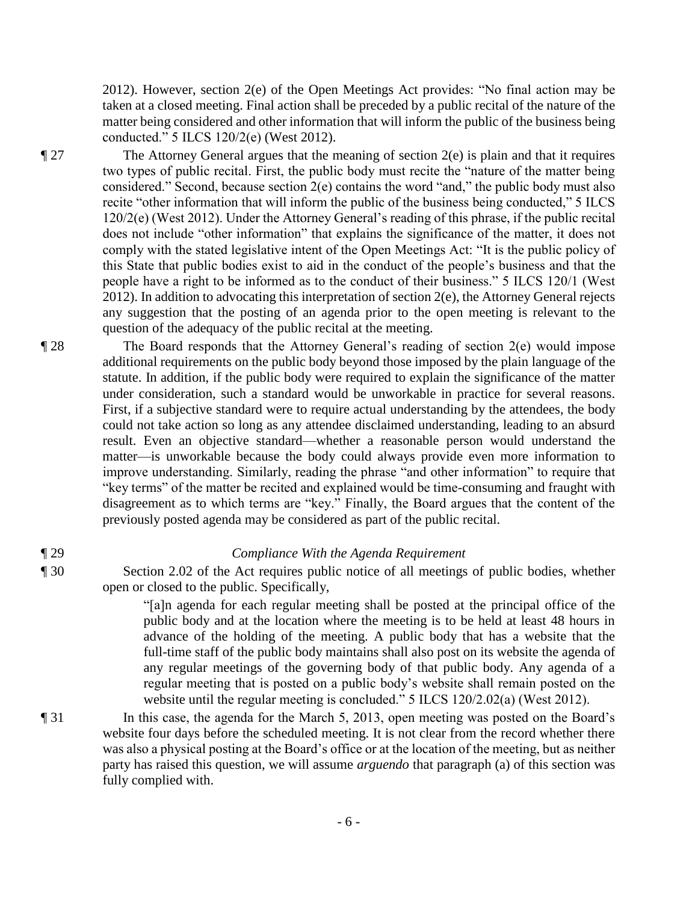2012). However, section 2(e) of the Open Meetings Act provides: "No final action may be taken at a closed meeting. Final action shall be preceded by a public recital of the nature of the matter being considered and other information that will inform the public of the business being conducted." 5 ILCS 120/2(e) (West 2012).

¶ 27 The Attorney General argues that the meaning of section 2(e) is plain and that it requires two types of public recital. First, the public body must recite the "nature of the matter being considered." Second, because section 2(e) contains the word "and," the public body must also recite "other information that will inform the public of the business being conducted," 5 ILCS 120/2(e) (West 2012). Under the Attorney General's reading of this phrase, if the public recital does not include "other information" that explains the significance of the matter, it does not comply with the stated legislative intent of the Open Meetings Act: "It is the public policy of this State that public bodies exist to aid in the conduct of the people's business and that the people have a right to be informed as to the conduct of their business." 5 ILCS 120/1 (West 2012). In addition to advocating this interpretation of section 2(e), the Attorney General rejects any suggestion that the posting of an agenda prior to the open meeting is relevant to the question of the adequacy of the public recital at the meeting.

¶ 28 The Board responds that the Attorney General's reading of section 2(e) would impose additional requirements on the public body beyond those imposed by the plain language of the statute. In addition, if the public body were required to explain the significance of the matter under consideration, such a standard would be unworkable in practice for several reasons. First, if a subjective standard were to require actual understanding by the attendees, the body could not take action so long as any attendee disclaimed understanding, leading to an absurd result. Even an objective standard—whether a reasonable person would understand the matter—is unworkable because the body could always provide even more information to improve understanding. Similarly, reading the phrase "and other information" to require that "key terms" of the matter be recited and explained would be time-consuming and fraught with disagreement as to which terms are "key." Finally, the Board argues that the content of the previously posted agenda may be considered as part of the public recital.

¶ 29 *Compliance With the Agenda Requirement*

¶ 30 Section 2.02 of the Act requires public notice of all meetings of public bodies, whether open or closed to the public. Specifically,

> "[a]n agenda for each regular meeting shall be posted at the principal office of the public body and at the location where the meeting is to be held at least 48 hours in advance of the holding of the meeting. A public body that has a website that the full-time staff of the public body maintains shall also post on its website the agenda of any regular meetings of the governing body of that public body. Any agenda of a regular meeting that is posted on a public body's website shall remain posted on the website until the regular meeting is concluded." 5 ILCS 120/2.02(a) (West 2012).

¶ 31 In this case, the agenda for the March 5, 2013, open meeting was posted on the Board's website four days before the scheduled meeting. It is not clear from the record whether there was also a physical posting at the Board's office or at the location of the meeting, but as neither party has raised this question, we will assume *arguendo* that paragraph (a) of this section was fully complied with.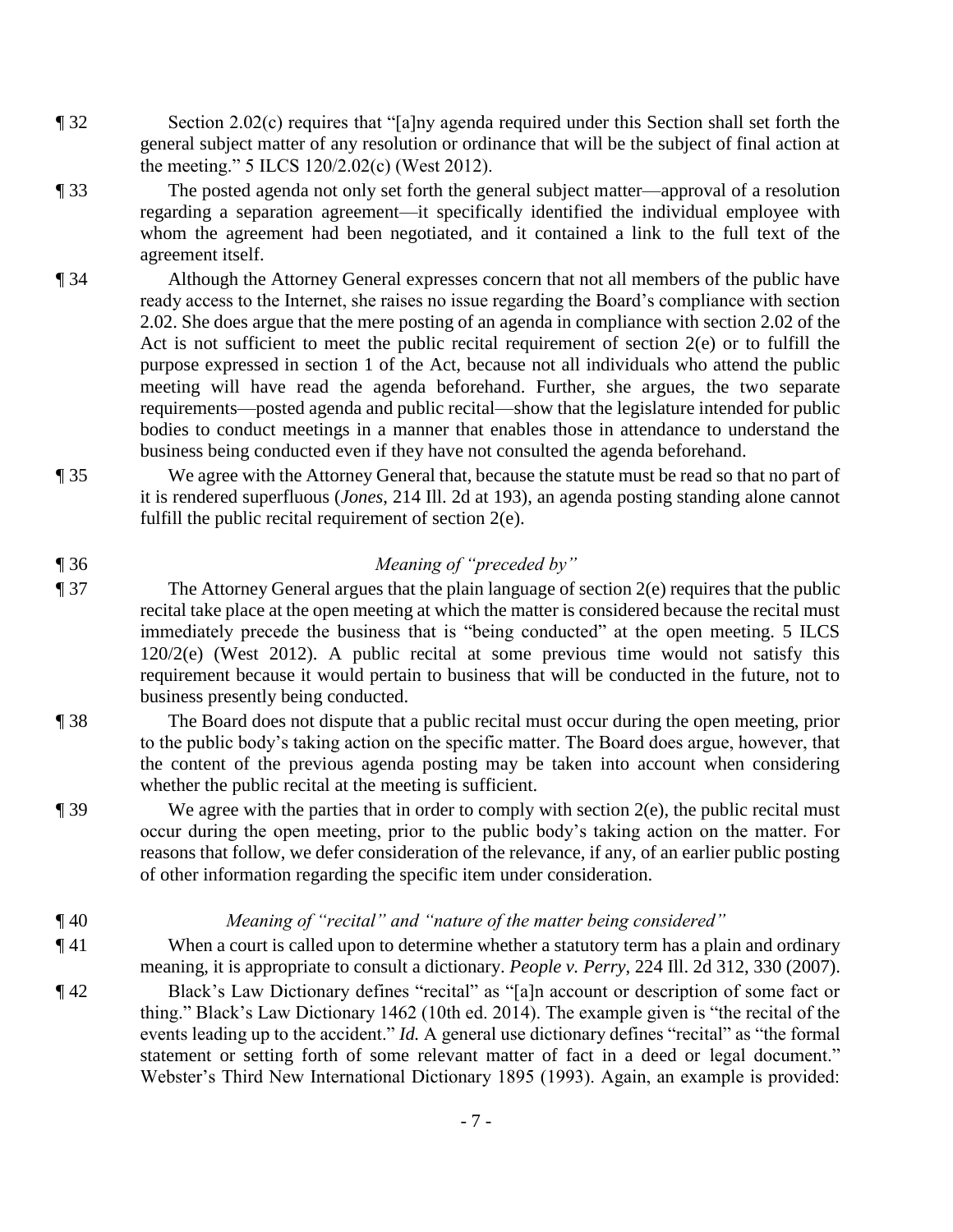¶ 32 Section 2.02(c) requires that "[a]ny agenda required under this Section shall set forth the general subject matter of any resolution or ordinance that will be the subject of final action at the meeting." 5 ILCS 120/2.02(c) (West 2012).

¶ 33 The posted agenda not only set forth the general subject matter—approval of a resolution regarding a separation agreement—it specifically identified the individual employee with whom the agreement had been negotiated, and it contained a link to the full text of the agreement itself.

¶ 34 Although the Attorney General expresses concern that not all members of the public have ready access to the Internet, she raises no issue regarding the Board's compliance with section 2.02. She does argue that the mere posting of an agenda in compliance with section 2.02 of the Act is not sufficient to meet the public recital requirement of section 2(e) or to fulfill the purpose expressed in section 1 of the Act, because not all individuals who attend the public meeting will have read the agenda beforehand. Further, she argues, the two separate requirements—posted agenda and public recital—show that the legislature intended for public bodies to conduct meetings in a manner that enables those in attendance to understand the business being conducted even if they have not consulted the agenda beforehand.

¶ 35 We agree with the Attorney General that, because the statute must be read so that no part of it is rendered superfluous (*Jones*, 214 Ill. 2d at 193), an agenda posting standing alone cannot fulfill the public recital requirement of section 2(e).

¶ 36 *Meaning of "preceded by"*

¶ 37 The Attorney General argues that the plain language of section 2(e) requires that the public recital take place at the open meeting at which the matter is considered because the recital must immediately precede the business that is "being conducted" at the open meeting. 5 ILCS 120/2(e) (West 2012). A public recital at some previous time would not satisfy this requirement because it would pertain to business that will be conducted in the future, not to business presently being conducted.

¶ 38 The Board does not dispute that a public recital must occur during the open meeting, prior to the public body's taking action on the specific matter. The Board does argue, however, that the content of the previous agenda posting may be taken into account when considering whether the public recital at the meeting is sufficient.

¶ 39 We agree with the parties that in order to comply with section 2(e), the public recital must occur during the open meeting, prior to the public body's taking action on the matter. For reasons that follow, we defer consideration of the relevance, if any, of an earlier public posting of other information regarding the specific item under consideration.

¶ 40 *Meaning of "recital" and "nature of the matter being considered"*

¶ 41 When a court is called upon to determine whether a statutory term has a plain and ordinary meaning, it is appropriate to consult a dictionary. *People v. Perry*, 224 Ill. 2d 312, 330 (2007).

¶ 42 Black's Law Dictionary defines "recital" as "[a]n account or description of some fact or thing." Black's Law Dictionary 1462 (10th ed. 2014). The example given is "the recital of the events leading up to the accident." *Id.* A general use dictionary defines "recital" as "the formal statement or setting forth of some relevant matter of fact in a deed or legal document." Webster's Third New International Dictionary 1895 (1993). Again, an example is provided: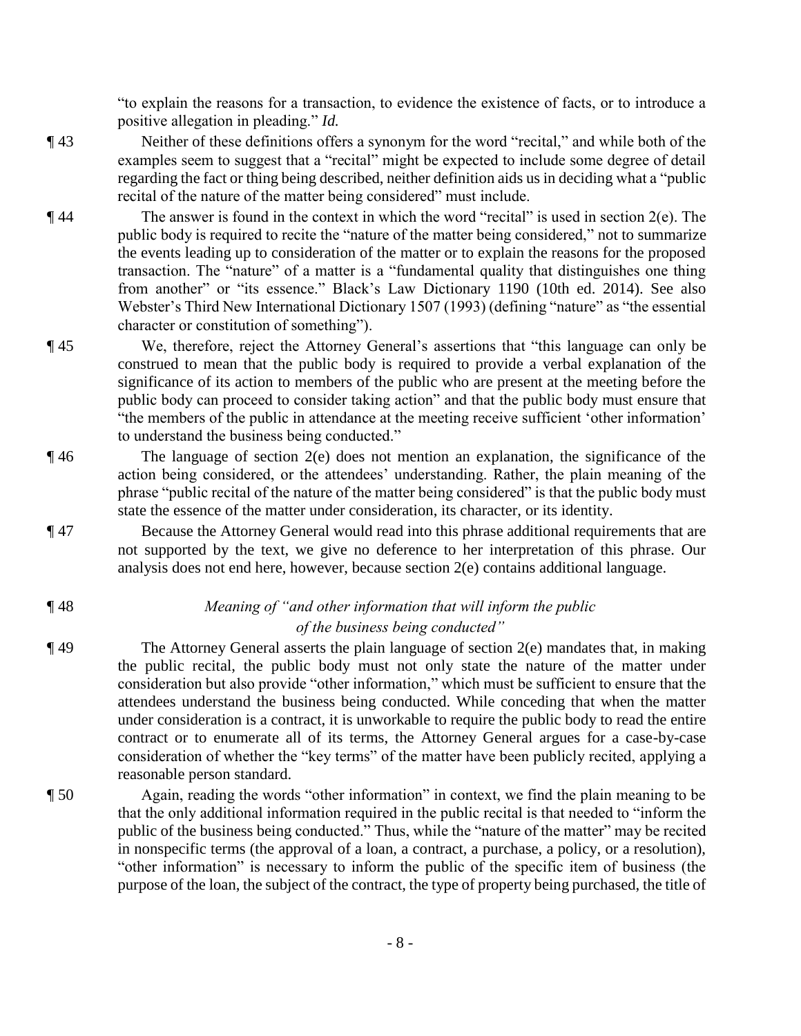"to explain the reasons for a transaction, to evidence the existence of facts, or to introduce a positive allegation in pleading." *Id.*

¶ 43 Neither of these definitions offers a synonym for the word "recital," and while both of the examples seem to suggest that a "recital" might be expected to include some degree of detail regarding the fact or thing being described, neither definition aids us in deciding what a "public recital of the nature of the matter being considered" must include.

¶ 44 The answer is found in the context in which the word "recital" is used in section 2(e). The public body is required to recite the "nature of the matter being considered," not to summarize the events leading up to consideration of the matter or to explain the reasons for the proposed transaction. The "nature" of a matter is a "fundamental quality that distinguishes one thing from another" or "its essence." Black's Law Dictionary 1190 (10th ed. 2014). See also Webster's Third New International Dictionary 1507 (1993) (defining "nature" as "the essential character or constitution of something").

¶ 45 We, therefore, reject the Attorney General's assertions that "this language can only be construed to mean that the public body is required to provide a verbal explanation of the significance of its action to members of the public who are present at the meeting before the public body can proceed to consider taking action" and that the public body must ensure that "the members of the public in attendance at the meeting receive sufficient 'other information' to understand the business being conducted."

¶ 46 The language of section 2(e) does not mention an explanation, the significance of the action being considered, or the attendees' understanding. Rather, the plain meaning of the phrase "public recital of the nature of the matter being considered" is that the public body must state the essence of the matter under consideration, its character, or its identity.

¶ 47 Because the Attorney General would read into this phrase additional requirements that are not supported by the text, we give no deference to her interpretation of this phrase. Our analysis does not end here, however, because section 2(e) contains additional language.

¶ 48 *Meaning of "and other information that will inform the public of the business being conducted"*

¶ 49 The Attorney General asserts the plain language of section 2(e) mandates that, in making the public recital, the public body must not only state the nature of the matter under consideration but also provide "other information," which must be sufficient to ensure that the attendees understand the business being conducted. While conceding that when the matter under consideration is a contract, it is unworkable to require the public body to read the entire contract or to enumerate all of its terms, the Attorney General argues for a case-by-case consideration of whether the "key terms" of the matter have been publicly recited, applying a reasonable person standard.

¶ 50 Again, reading the words "other information" in context, we find the plain meaning to be that the only additional information required in the public recital is that needed to "inform the public of the business being conducted." Thus, while the "nature of the matter" may be recited in nonspecific terms (the approval of a loan, a contract, a purchase, a policy, or a resolution), "other information" is necessary to inform the public of the specific item of business (the purpose of the loan, the subject of the contract, the type of property being purchased, the title of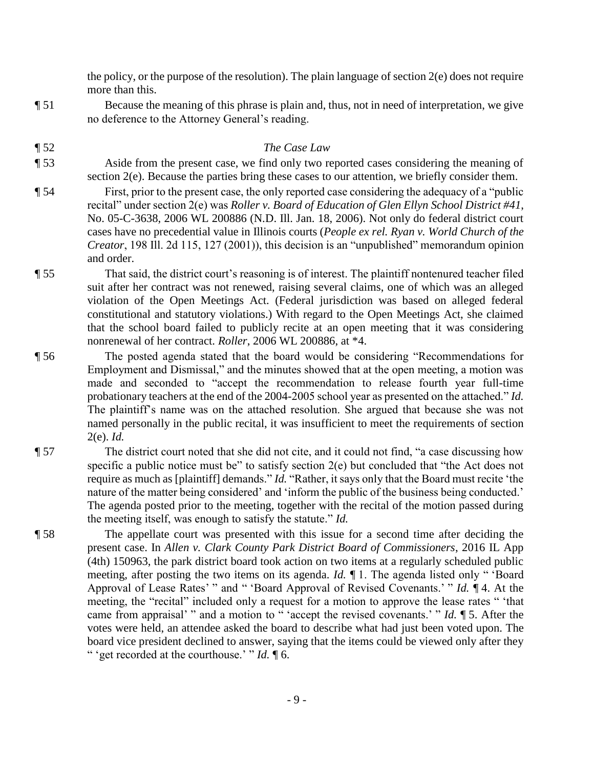the policy, or the purpose of the resolution). The plain language of section 2(e) does not require more than this.

¶ 51 Because the meaning of this phrase is plain and, thus, not in need of interpretation, we give no deference to the Attorney General's reading.

¶ 52 *The Case Law*

¶ 53 Aside from the present case, we find only two reported cases considering the meaning of section 2(e). Because the parties bring these cases to our attention, we briefly consider them.

¶ 54 First, prior to the present case, the only reported case considering the adequacy of a "public recital" under section 2(e) was *Roller v. Board of Education of Glen Ellyn School District #41*, No. 05-C-3638, 2006 WL 200886 (N.D. Ill. Jan. 18, 2006). Not only do federal district court cases have no precedential value in Illinois courts (*People ex rel. Ryan v. World Church of the Creator*, 198 Ill. 2d 115, 127 (2001)), this decision is an "unpublished" memorandum opinion and order.

¶ 55 That said, the district court's reasoning is of interest. The plaintiff nontenured teacher filed suit after her contract was not renewed, raising several claims, one of which was an alleged violation of the Open Meetings Act. (Federal jurisdiction was based on alleged federal constitutional and statutory violations.) With regard to the Open Meetings Act, she claimed that the school board failed to publicly recite at an open meeting that it was considering nonrenewal of her contract. *Roller*, 2006 WL 200886, at \*4.

¶ 56 The posted agenda stated that the board would be considering "Recommendations for Employment and Dismissal," and the minutes showed that at the open meeting, a motion was made and seconded to "accept the recommendation to release fourth year full-time probationary teachers at the end of the 2004-2005 school year as presented on the attached." *Id.* The plaintiff's name was on the attached resolution. She argued that because she was not named personally in the public recital, it was insufficient to meet the requirements of section 2(e). *Id.*

¶ 57 The district court noted that she did not cite, and it could not find, "a case discussing how specific a public notice must be" to satisfy section 2(e) but concluded that "the Act does not require as much as [plaintiff] demands." *Id.* "Rather, it says only that the Board must recite 'the nature of the matter being considered' and 'inform the public of the business being conducted.' The agenda posted prior to the meeting, together with the recital of the motion passed during the meeting itself, was enough to satisfy the statute." *Id.*

¶ 58 The appellate court was presented with this issue for a second time after deciding the present case. In *Allen v. Clark County Park District Board of Commissioners*, 2016 IL App (4th) 150963, the park district board took action on two items at a regularly scheduled public meeting, after posting the two items on its agenda. *Id.* ¶ 1. The agenda listed only " 'Board Approval of Lease Rates' " and " 'Board Approval of Revised Covenants.' " *Id.* ¶ 4. At the meeting, the "recital" included only a request for a motion to approve the lease rates " 'that came from appraisal' " and a motion to " 'accept the revised covenants.' " *Id.* ¶ 5. After the votes were held, an attendee asked the board to describe what had just been voted upon. The board vice president declined to answer, saying that the items could be viewed only after they " 'get recorded at the courthouse.' " *Id.* ¶ 6.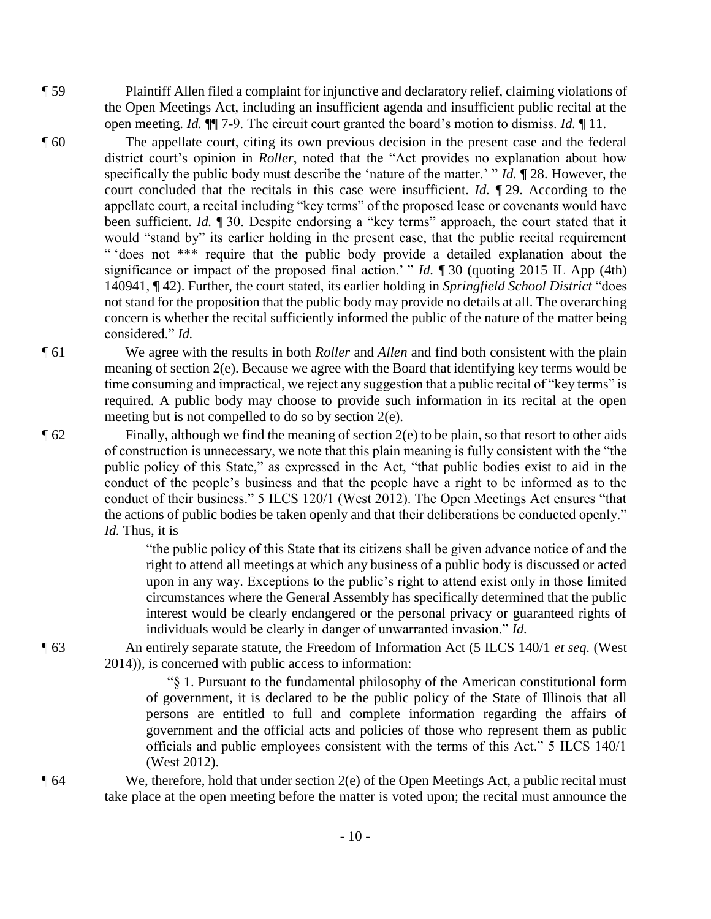¶ 59 Plaintiff Allen filed a complaint for injunctive and declaratory relief, claiming violations of the Open Meetings Act, including an insufficient agenda and insufficient public recital at the open meeting. *Id.* ¶¶ 7-9. The circuit court granted the board's motion to dismiss. *Id.* ¶ 11.

¶ 60 The appellate court, citing its own previous decision in the present case and the federal district court's opinion in *Roller*, noted that the "Act provides no explanation about how specifically the public body must describe the 'nature of the matter.' " *Id.* ¶ 28. However, the court concluded that the recitals in this case were insufficient. *Id.* ¶ 29. According to the appellate court, a recital including "key terms" of the proposed lease or covenants would have been sufficient. *Id.* ¶ 30. Despite endorsing a "key terms" approach, the court stated that it would "stand by" its earlier holding in the present case, that the public recital requirement " 'does not *** require that the public body provide a detailed explanation about the significance or impact of the proposed final action.' " *Id.* ¶ 30 (quoting 2015 IL App (4th) 140941, ¶ 42). Further, the court stated, its earlier holding in *Springfield School District* "does not stand for the proposition that the public body may provide no details at all. The overarching concern is whether the recital sufficiently informed the public of the nature of the matter being considered." *Id.*

¶ 61 We agree with the results in both *Roller* and *Allen* and find both consistent with the plain meaning of section 2(e). Because we agree with the Board that identifying key terms would be time consuming and impractical, we reject any suggestion that a public recital of "key terms" is required. A public body may choose to provide such information in its recital at the open meeting but is not compelled to do so by section 2(e).

¶ 62 Finally, although we find the meaning of section 2(e) to be plain, so that resort to other aids of construction is unnecessary, we note that this plain meaning is fully consistent with the "the public policy of this State," as expressed in the Act, "that public bodies exist to aid in the conduct of the people's business and that the people have a right to be informed as to the conduct of their business." 5 ILCS 120/1 (West 2012). The Open Meetings Act ensures "that the actions of public bodies be taken openly and that their deliberations be conducted openly." *Id.* Thus, it is

> "the public policy of this State that its citizens shall be given advance notice of and the right to attend all meetings at which any business of a public body is discussed or acted upon in any way. Exceptions to the public's right to attend exist only in those limited circumstances where the General Assembly has specifically determined that the public interest would be clearly endangered or the personal privacy or guaranteed rights of individuals would be clearly in danger of unwarranted invasion." *Id.*

¶ 63 An entirely separate statute, the Freedom of Information Act (5 ILCS 140/1 *et seq.* (West 2014)), is concerned with public access to information:

> "§ 1. Pursuant to the fundamental philosophy of the American constitutional form of government, it is declared to be the public policy of the State of Illinois that all persons are entitled to full and complete information regarding the affairs of government and the official acts and policies of those who represent them as public officials and public employees consistent with the terms of this Act." 5 ILCS 140/1 (West 2012).

¶ 64 We, therefore, hold that under section 2(e) of the Open Meetings Act, a public recital must take place at the open meeting before the matter is voted upon; the recital must announce the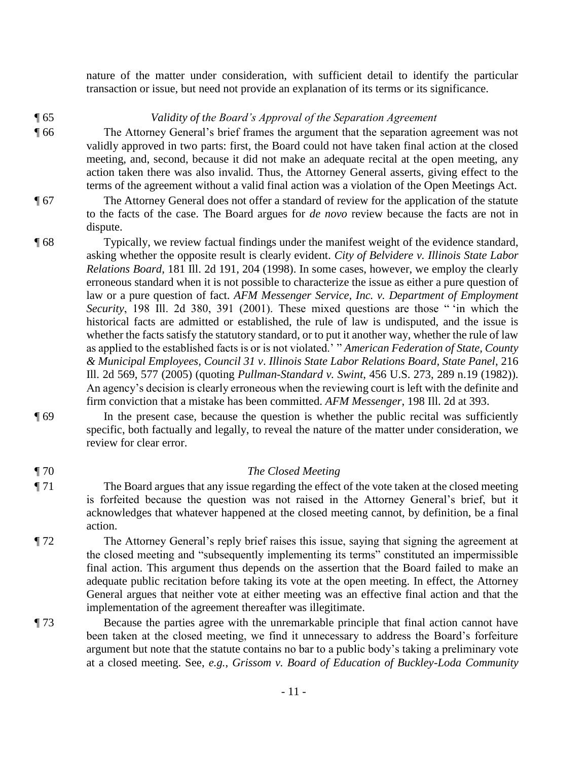nature of the matter under consideration, with sufficient detail to identify the particular transaction or issue, but need not provide an explanation of its terms or its significance.

¶ 65 *Validity of the Board's Approval of the Separation Agreement*

¶ 66 The Attorney General's brief frames the argument that the separation agreement was not validly approved in two parts: first, the Board could not have taken final action at the closed meeting, and, second, because it did not make an adequate recital at the open meeting, any action taken there was also invalid. Thus, the Attorney General asserts, giving effect to the terms of the agreement without a valid final action was a violation of the Open Meetings Act.

¶ 67 The Attorney General does not offer a standard of review for the application of the statute to the facts of the case. The Board argues for *de novo* review because the facts are not in dispute.

¶ 68 Typically, we review factual findings under the manifest weight of the evidence standard, asking whether the opposite result is clearly evident. *City of Belvidere v. Illinois State Labor Relations Board*, 181 Ill. 2d 191, 204 (1998). In some cases, however, we employ the clearly erroneous standard when it is not possible to characterize the issue as either a pure question of law or a pure question of fact. *AFM Messenger Service, Inc. v. Department of Employment Security*, 198 Ill. 2d 380, 391 (2001). These mixed questions are those " 'in which the historical facts are admitted or established, the rule of law is undisputed, and the issue is whether the facts satisfy the statutory standard, or to put it another way, whether the rule of law as applied to the established facts is or is not violated.' " *American Federation of State, County & Municipal Employees, Council 31 v. Illinois State Labor Relations Board, State Panel*, 216 Ill. 2d 569, 577 (2005) (quoting *Pullman-Standard v. Swint*, 456 U.S. 273, 289 n.19 (1982)). An agency's decision is clearly erroneous when the reviewing court is left with the definite and firm conviction that a mistake has been committed. *AFM Messenger*, 198 Ill. 2d at 393.

¶ 69 In the present case, because the question is whether the public recital was sufficiently specific, both factually and legally, to reveal the nature of the matter under consideration, we review for clear error.

¶ 70 *The Closed Meeting*

¶ 71 The Board argues that any issue regarding the effect of the vote taken at the closed meeting is forfeited because the question was not raised in the Attorney General's brief, but it acknowledges that whatever happened at the closed meeting cannot, by definition, be a final action.

¶ 72 The Attorney General's reply brief raises this issue, saying that signing the agreement at the closed meeting and "subsequently implementing its terms" constituted an impermissible final action. This argument thus depends on the assertion that the Board failed to make an adequate public recitation before taking its vote at the open meeting. In effect, the Attorney General argues that neither vote at either meeting was an effective final action and that the implementation of the agreement thereafter was illegitimate.

¶ 73 Because the parties agree with the unremarkable principle that final action cannot have been taken at the closed meeting, we find it unnecessary to address the Board's forfeiture argument but note that the statute contains no bar to a public body's taking a preliminary vote at a closed meeting. See, *e.g.*, *Grissom v. Board of Education of Buckley-Loda Community*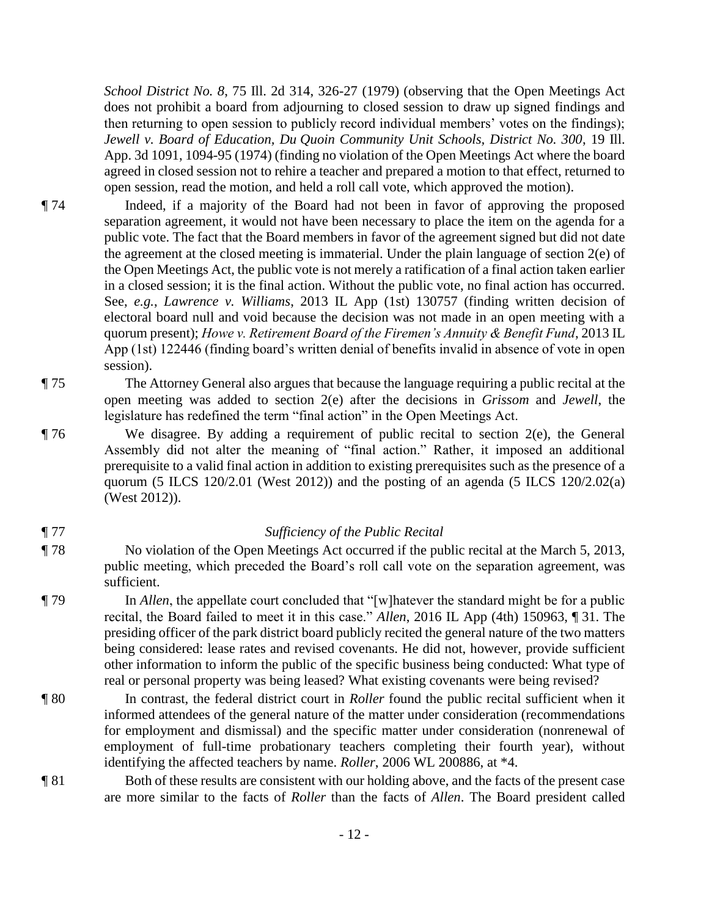*School District No. 8*, 75 Ill. 2d 314, 326-27 (1979) (observing that the Open Meetings Act does not prohibit a board from adjourning to closed session to draw up signed findings and then returning to open session to publicly record individual members' votes on the findings); *Jewell v. Board of Education, Du Quoin Community Unit Schools, District No. 300*, 19 Ill. App. 3d 1091, 1094-95 (1974) (finding no violation of the Open Meetings Act where the board agreed in closed session not to rehire a teacher and prepared a motion to that effect, returned to open session, read the motion, and held a roll call vote, which approved the motion).

¶ 74 Indeed, if a majority of the Board had not been in favor of approving the proposed separation agreement, it would not have been necessary to place the item on the agenda for a public vote. The fact that the Board members in favor of the agreement signed but did not date the agreement at the closed meeting is immaterial. Under the plain language of section 2(e) of the Open Meetings Act, the public vote is not merely a ratification of a final action taken earlier in a closed session; it is the final action. Without the public vote, no final action has occurred. See, *e.g.*, *Lawrence v. Williams*, 2013 IL App (1st) 130757 (finding written decision of electoral board null and void because the decision was not made in an open meeting with a quorum present); *Howe v. Retirement Board of the Firemen's Annuity & Benefit Fund*, 2013 IL App (1st) 122446 (finding board's written denial of benefits invalid in absence of vote in open session).

¶ 75 The Attorney General also argues that because the language requiring a public recital at the open meeting was added to section 2(e) after the decisions in *Grissom* and *Jewell*, the legislature has redefined the term "final action" in the Open Meetings Act.

¶ 76 We disagree. By adding a requirement of public recital to section 2(e), the General Assembly did not alter the meaning of "final action." Rather, it imposed an additional prerequisite to a valid final action in addition to existing prerequisites such as the presence of a quorum (5 ILCS 120/2.01 (West 2012)) and the posting of an agenda (5 ILCS 120/2.02(a) (West 2012)).

¶ 77 *Sufficiency of the Public Recital*

¶ 78 No violation of the Open Meetings Act occurred if the public recital at the March 5, 2013, public meeting, which preceded the Board's roll call vote on the separation agreement, was sufficient.

¶ 79 In *Allen*, the appellate court concluded that "[w]hatever the standard might be for a public recital, the Board failed to meet it in this case." *Allen*, 2016 IL App (4th) 150963, ¶ 31. The presiding officer of the park district board publicly recited the general nature of the two matters being considered: lease rates and revised covenants. He did not, however, provide sufficient other information to inform the public of the specific business being conducted: What type of real or personal property was being leased? What existing covenants were being revised?

¶ 80 In contrast, the federal district court in *Roller* found the public recital sufficient when it informed attendees of the general nature of the matter under consideration (recommendations for employment and dismissal) and the specific matter under consideration (nonrenewal of employment of full-time probationary teachers completing their fourth year), without identifying the affected teachers by name. *Roller*, 2006 WL 200886, at *4.

¶ 81 Both of these results are consistent with our holding above, and the facts of the present case are more similar to the facts of *Roller* than the facts of *Allen*. The Board president called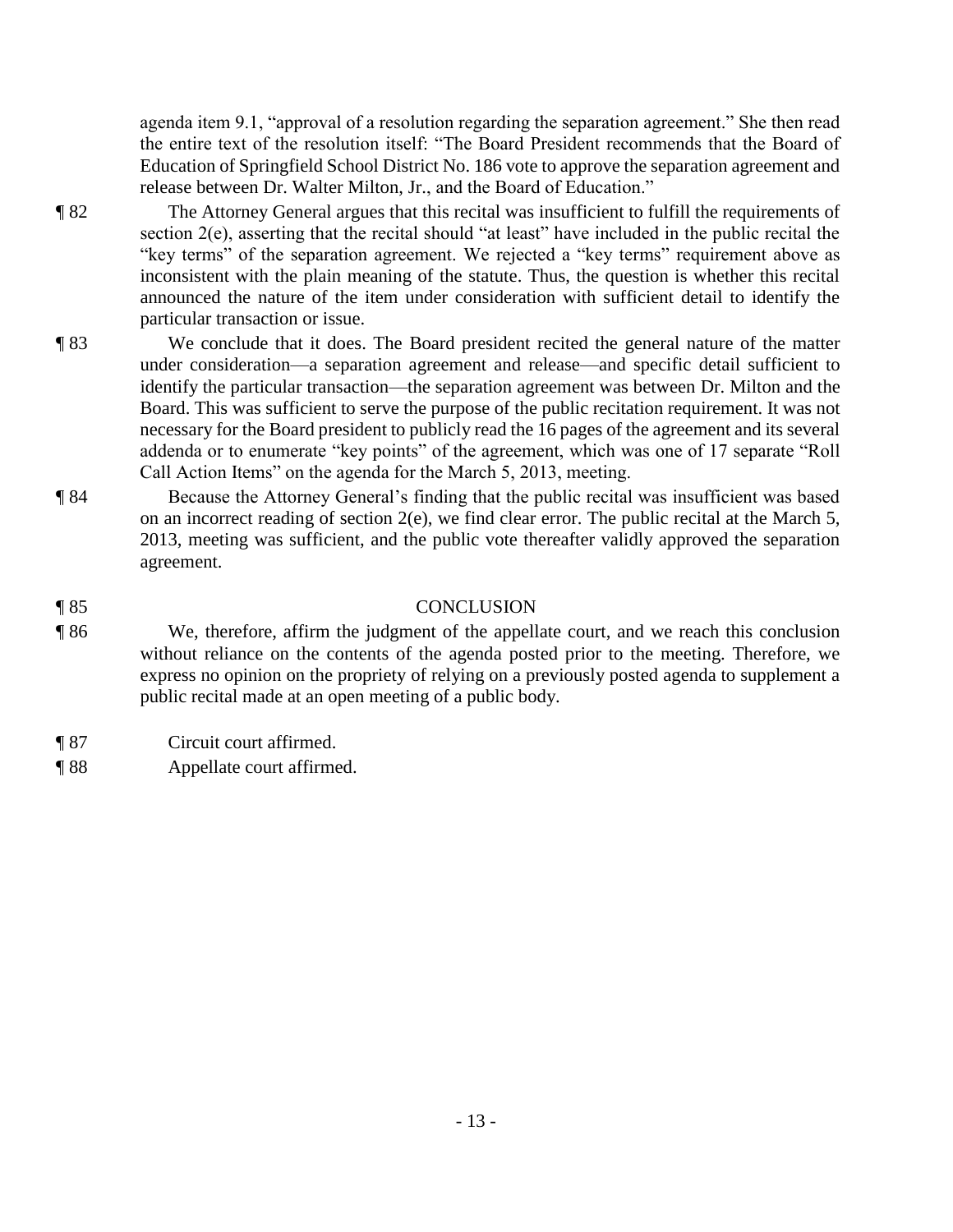agenda item 9.1, "approval of a resolution regarding the separation agreement." She then read the entire text of the resolution itself: "The Board President recommends that the Board of Education of Springfield School District No. 186 vote to approve the separation agreement and release between Dr. Walter Milton, Jr., and the Board of Education."

¶ 82 The Attorney General argues that this recital was insufficient to fulfill the requirements of section 2(e), asserting that the recital should "at least" have included in the public recital the "key terms" of the separation agreement. We rejected a "key terms" requirement above as inconsistent with the plain meaning of the statute. Thus, the question is whether this recital announced the nature of the item under consideration with sufficient detail to identify the particular transaction or issue.

¶ 83 We conclude that it does. The Board president recited the general nature of the matter under consideration—a separation agreement and release—and specific detail sufficient to identify the particular transaction—the separation agreement was between Dr. Milton and the Board. This was sufficient to serve the purpose of the public recitation requirement. It was not necessary for the Board president to publicly read the 16 pages of the agreement and its several addenda or to enumerate "key points" of the agreement, which was one of 17 separate "Roll Call Action Items" on the agenda for the March 5, 2013, meeting.

¶ 84 Because the Attorney General's finding that the public recital was insufficient was based on an incorrect reading of section 2(e), we find clear error. The public recital at the March 5, 2013, meeting was sufficient, and the public vote thereafter validly approved the separation agreement.

## ¶ 85 CONCLUSION

¶ 86 We, therefore, affirm the judgment of the appellate court, and we reach this conclusion without reliance on the contents of the agenda posted prior to the meeting. Therefore, we express no opinion on the propriety of relying on a previously posted agenda to supplement a public recital made at an open meeting of a public body.

¶ 87 Circuit court affirmed.

¶ 88 Appellate court affirmed.